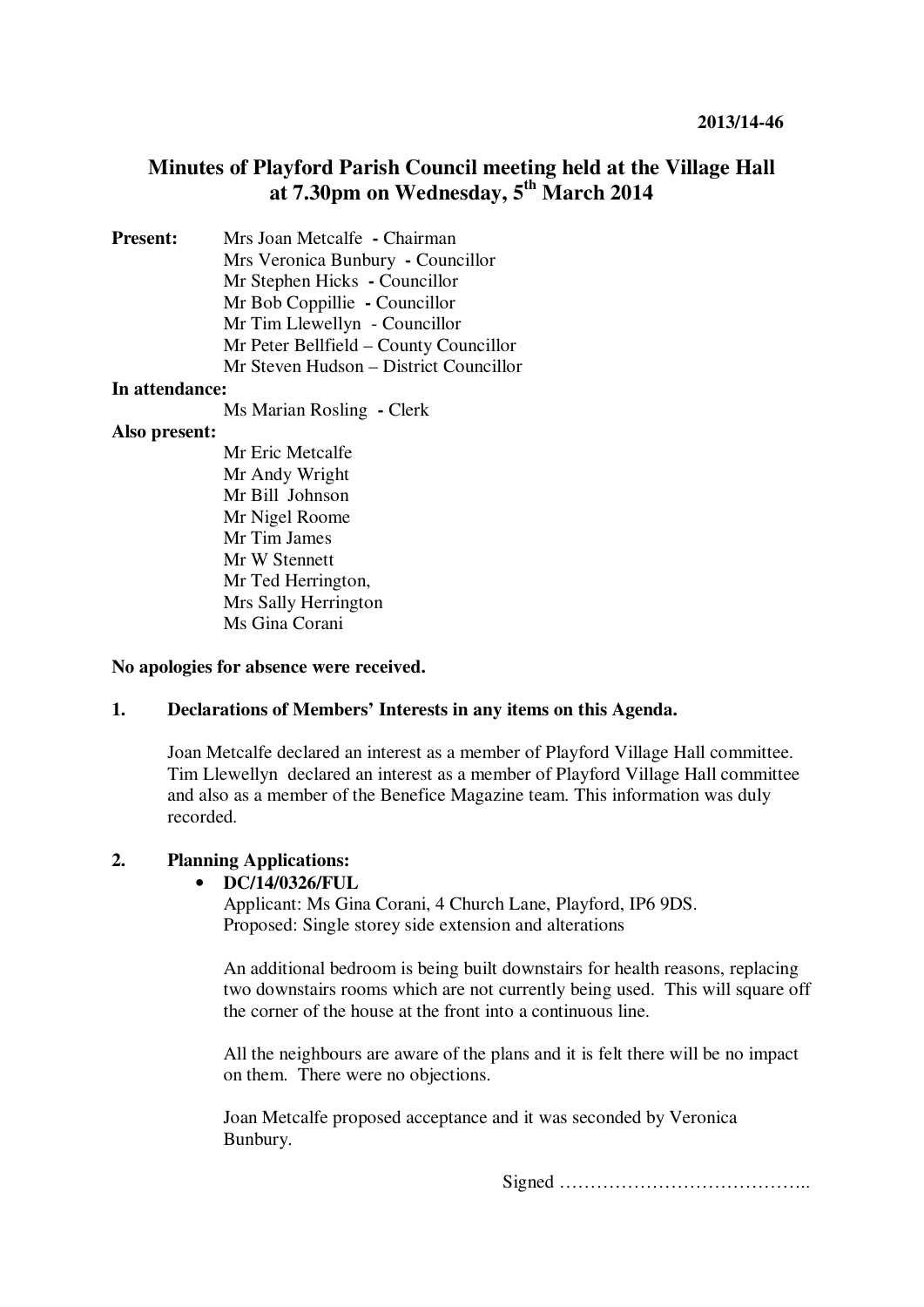2013/14-46

# Minutes of Playford Parish Council meeting held at the Village Hall at 7.30pm on Wednesday, 5th March 2014

**Present:**
- Mrs Joan Metcalfe - Chairman
- Mrs Veronica Bunbury - Councillor
- Mr Stephen Hicks - Councillor
- Mr Bob Coppillie - Councillor
- Mr Tim Llewellyn - Councillor
- Mr Peter Bellfield – County Councillor
- Mr Steven Hudson – District Councillor

**In attendance:**
- Ms Marian Rosling - Clerk

**Also present:**
- Mr Eric Metcalfe
- Mr Andy Wright
- Mr Bill Johnson
- Mr Nigel Roome
- Mr Tim James
- Mr W Stennett
- Mr Ted Herrington,
- Mrs Sally Herrington
- Ms Gina Corani

**No apologies for absence were received.**

## 1. Declarations of Members' Interests in any items on this Agenda.

Joan Metcalfe declared an interest as a member of Playford Village Hall committee. Tim Llewellyn declared an interest as a member of Playford Village Hall committee and also as a member of the Benefice Magazine team. This information was duly recorded.

## 2. Planning Applications:

- **DC/14/0326/FUL**

  Applicant: Ms Gina Corani, 4 Church Lane, Playford, IP6 9DS.
  Proposed: Single storey side extension and alterations

  An additional bedroom is being built downstairs for health reasons, replacing two downstairs rooms which are not currently being used. This will square off the corner of the house at the front into a continuous line.

  All the neighbours are aware of the plans and it is felt there will be no impact on them. There were no objections.

  Joan Metcalfe proposed acceptance and it was seconded by Veronica Bunbury.

Signed …………………………………..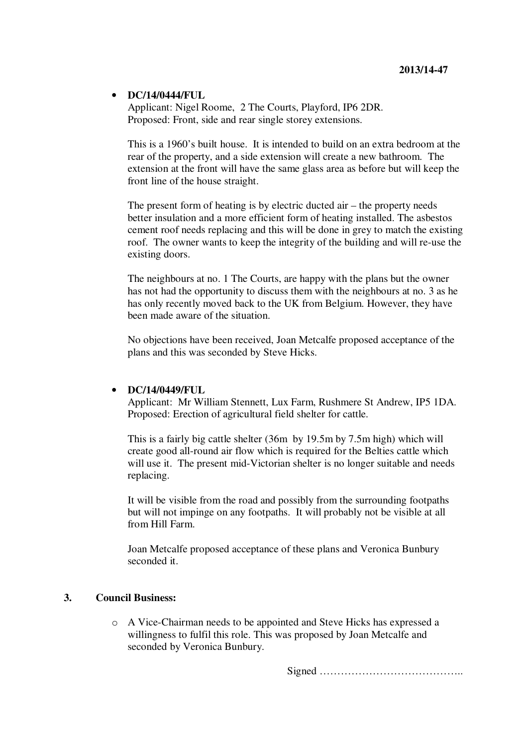**2013/14-47**

- **DC/14/0444/FUL**
  Applicant: Nigel Roome, 2 The Courts, Playford, IP6 2DR.
  Proposed: Front, side and rear single storey extensions.

  This is a 1960's built house. It is intended to build on an extra bedroom at the rear of the property, and a side extension will create a new bathroom. The extension at the front will have the same glass area as before but will keep the front line of the house straight.

  The present form of heating is by electric ducted air – the property needs better insulation and a more efficient form of heating installed. The asbestos cement roof needs replacing and this will be done in grey to match the existing roof. The owner wants to keep the integrity of the building and will re-use the existing doors.

  The neighbours at no. 1 The Courts, are happy with the plans but the owner has not had the opportunity to discuss them with the neighbours at no. 3 as he has only recently moved back to the UK from Belgium. However, they have been made aware of the situation.

  No objections have been received, Joan Metcalfe proposed acceptance of the plans and this was seconded by Steve Hicks.

- **DC/14/0449/FUL**
  Applicant: Mr William Stennett, Lux Farm, Rushmere St Andrew, IP5 1DA.
  Proposed: Erection of agricultural field shelter for cattle.

  This is a fairly big cattle shelter (36m by 19.5m by 7.5m high) which will create good all-round air flow which is required for the Belties cattle which will use it. The present mid-Victorian shelter is no longer suitable and needs replacing.

  It will be visible from the road and possibly from the surrounding footpaths but will not impinge on any footpaths. It will probably not be visible at all from Hill Farm.

  Joan Metcalfe proposed acceptance of these plans and Veronica Bunbury seconded it.

**3. Council Business:**

- A Vice-Chairman needs to be appointed and Steve Hicks has expressed a willingness to fulfil this role. This was proposed by Joan Metcalfe and seconded by Veronica Bunbury.

Signed …………………………………..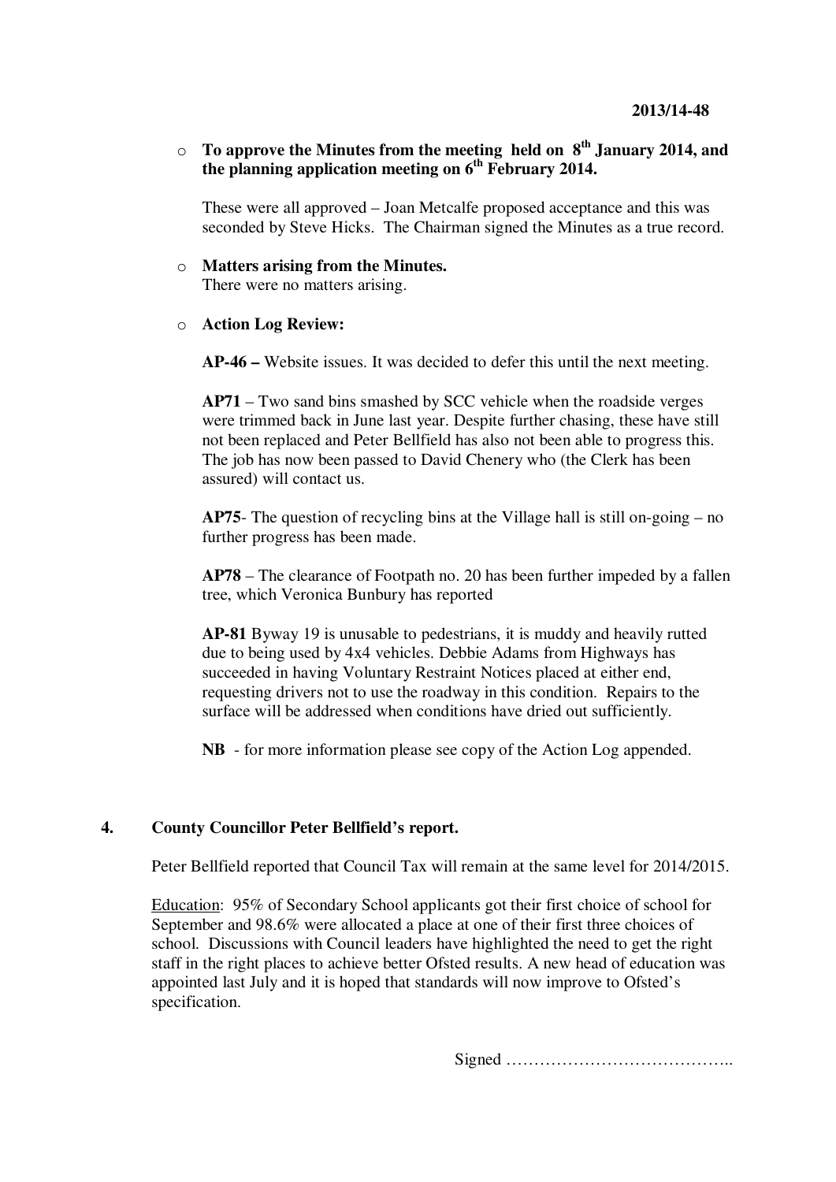2013/14-48

- **To approve the Minutes from the meeting held on 8th January 2014, and the planning application meeting on 6th February 2014.**

  These were all approved – Joan Metcalfe proposed acceptance and this was seconded by Steve Hicks. The Chairman signed the Minutes as a true record.

- **Matters arising from the Minutes.**
  There were no matters arising.

- **Action Log Review:**

  **AP-46 –** Website issues. It was decided to defer this until the next meeting.

  **AP71** – Two sand bins smashed by SCC vehicle when the roadside verges were trimmed back in June last year. Despite further chasing, these have still not been replaced and Peter Bellfield has also not been able to progress this. The job has now been passed to David Chenery who (the Clerk has been assured) will contact us.

  **AP75**- The question of recycling bins at the Village hall is still on-going – no further progress has been made.

  **AP78** – The clearance of Footpath no. 20 has been further impeded by a fallen tree, which Veronica Bunbury has reported

  **AP-81** Byway 19 is unusable to pedestrians, it is muddy and heavily rutted due to being used by 4x4 vehicles. Debbie Adams from Highways has succeeded in having Voluntary Restraint Notices placed at either end, requesting drivers not to use the roadway in this condition. Repairs to the surface will be addressed when conditions have dried out sufficiently.

  **NB** - for more information please see copy of the Action Log appended.

## 4. County Councillor Peter Bellfield's report.

Peter Bellfield reported that Council Tax will remain at the same level for 2014/2015.

Education: 95% of Secondary School applicants got their first choice of school for September and 98.6% were allocated a place at one of their first three choices of school. Discussions with Council leaders have highlighted the need to get the right staff in the right places to achieve better Ofsted results. A new head of education was appointed last July and it is hoped that standards will now improve to Ofsted's specification.

Signed …………………………………..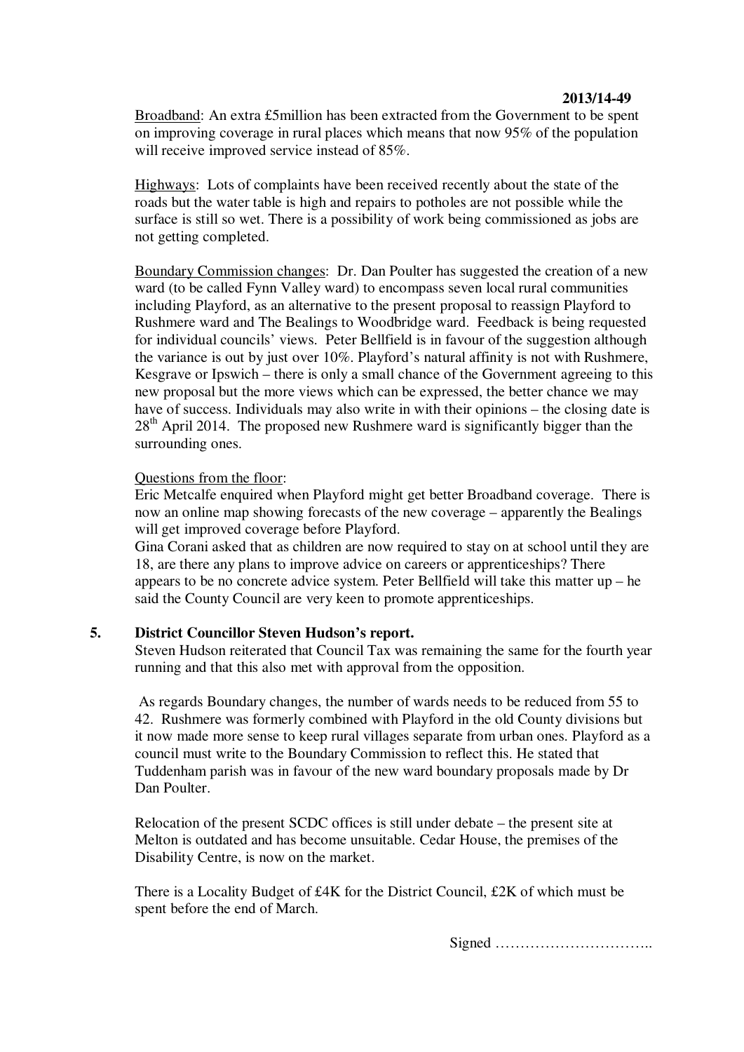Broadband: An extra £5million has been extracted from the Government to be spent on improving coverage in rural places which means that now 95% of the population will receive improved service instead of 85%.

Highways: Lots of complaints have been received recently about the state of the roads but the water table is high and repairs to potholes are not possible while the surface is still so wet. There is a possibility of work being commissioned as jobs are not getting completed.

Boundary Commission changes: Dr. Dan Poulter has suggested the creation of a new ward (to be called Fynn Valley ward) to encompass seven local rural communities including Playford, as an alternative to the present proposal to reassign Playford to Rushmere ward and The Bealings to Woodbridge ward. Feedback is being requested for individual councils' views. Peter Bellfield is in favour of the suggestion although the variance is out by just over 10%. Playford's natural affinity is not with Rushmere, Kesgrave or Ipswich – there is only a small chance of the Government agreeing to this new proposal but the more views which can be expressed, the better chance we may have of success. Individuals may also write in with their opinions – the closing date is 28th April 2014. The proposed new Rushmere ward is significantly bigger than the surrounding ones.

Questions from the floor:
Eric Metcalfe enquired when Playford might get better Broadband coverage. There is now an online map showing forecasts of the new coverage – apparently the Bealings will get improved coverage before Playford.
Gina Corani asked that as children are now required to stay on at school until they are 18, are there any plans to improve advice on careers or apprenticeships? There appears to be no concrete advice system. Peter Bellfield will take this matter up – he said the County Council are very keen to promote apprenticeships.

**5. District Councillor Steven Hudson's report.**

Steven Hudson reiterated that Council Tax was remaining the same for the fourth year running and that this also met with approval from the opposition.

As regards Boundary changes, the number of wards needs to be reduced from 55 to 42. Rushmere was formerly combined with Playford in the old County divisions but it now made more sense to keep rural villages separate from urban ones. Playford as a council must write to the Boundary Commission to reflect this. He stated that Tuddenham parish was in favour of the new ward boundary proposals made by Dr Dan Poulter.

Relocation of the present SCDC offices is still under debate – the present site at Melton is outdated and has become unsuitable. Cedar House, the premises of the Disability Centre, is now on the market.

There is a Locality Budget of £4K for the District Council, £2K of which must be spent before the end of March.

Signed …………………………..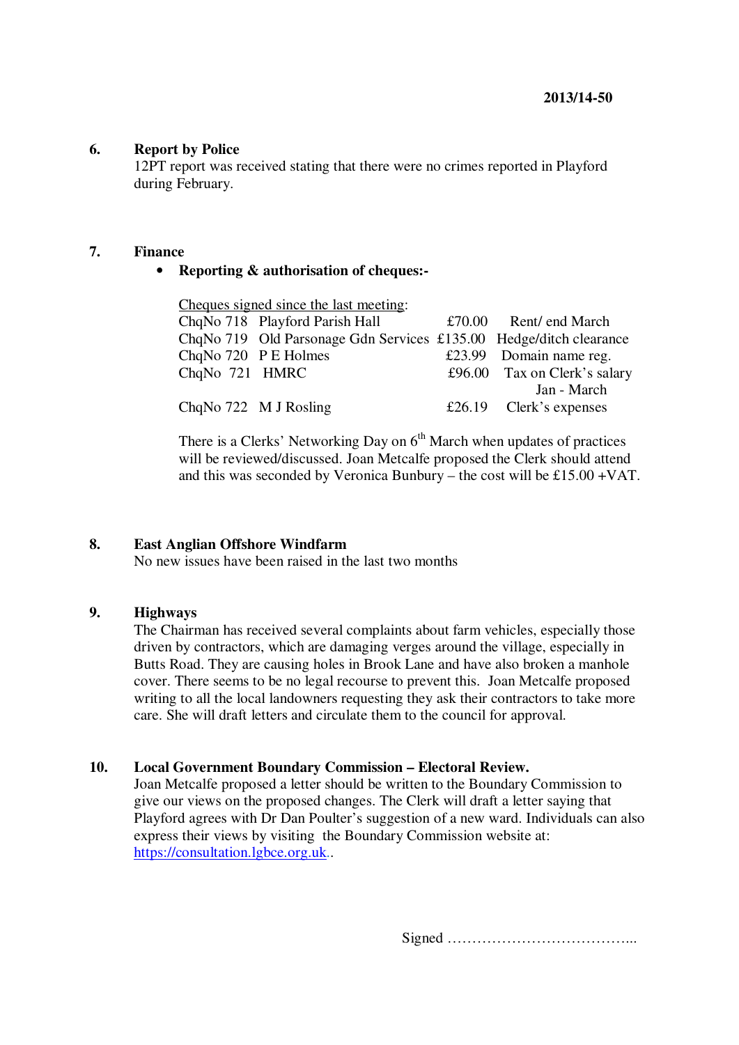2013/14-50

## 6. Report by Police

12PT report was received stating that there were no crimes reported in Playford during February.

## 7. Finance

- **Reporting & authorisation of cheques:-**

Cheques signed since the last meeting:

| | | | |
|---|---|---|---|
| ChqNo 718 | Playford Parish Hall | £70.00 | Rent/ end March |
| ChqNo 719 | Old Parsonage Gdn Services | £135.00 | Hedge/ditch clearance |
| ChqNo 720 | P E Holmes | £23.99 | Domain name reg. |
| ChqNo 721 | HMRC | £96.00 | Tax on Clerk's salary Jan - March |
| ChqNo 722 | M J Rosling | £26.19 | Clerk's expenses |

There is a Clerks' Networking Day on 6th March when updates of practices will be reviewed/discussed. Joan Metcalfe proposed the Clerk should attend and this was seconded by Veronica Bunbury – the cost will be £15.00 +VAT.

## 8. East Anglian Offshore Windfarm

No new issues have been raised in the last two months

## 9. Highways

The Chairman has received several complaints about farm vehicles, especially those driven by contractors, which are damaging verges around the village, especially in Butts Road. They are causing holes in Brook Lane and have also broken a manhole cover. There seems to be no legal recourse to prevent this. Joan Metcalfe proposed writing to all the local landowners requesting they ask their contractors to take more care. She will draft letters and circulate them to the council for approval.

## 10. Local Government Boundary Commission – Electoral Review.

Joan Metcalfe proposed a letter should be written to the Boundary Commission to give our views on the proposed changes. The Clerk will draft a letter saying that Playford agrees with Dr Dan Poulter's suggestion of a new ward. Individuals can also express their views by visiting the Boundary Commission website at: https://consultation.lgbce.org.uk..

Signed ………………………………...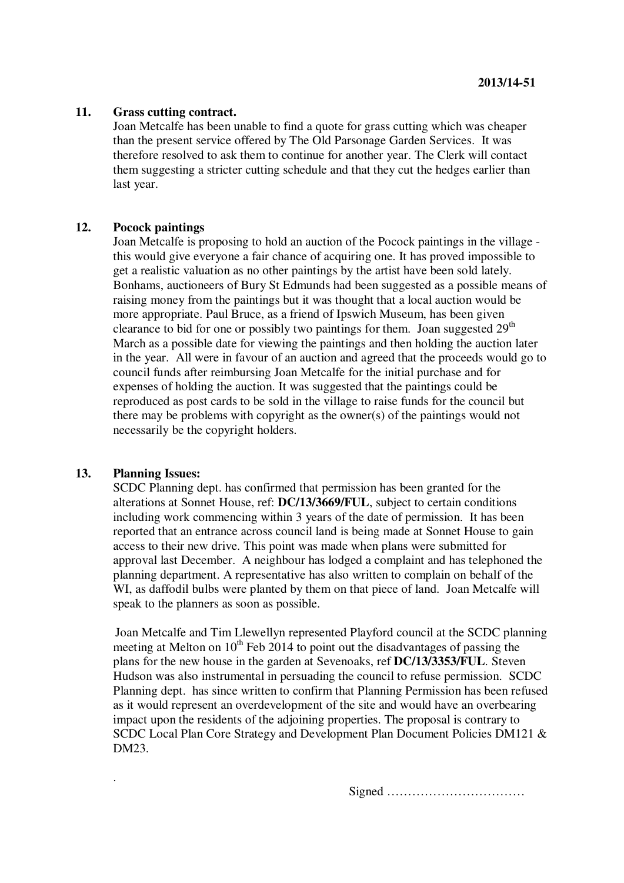2013/14-51

## 11. Grass cutting contract.

Joan Metcalfe has been unable to find a quote for grass cutting which was cheaper than the present service offered by The Old Parsonage Garden Services. It was therefore resolved to ask them to continue for another year. The Clerk will contact them suggesting a stricter cutting schedule and that they cut the hedges earlier than last year.

## 12. Pocock paintings

Joan Metcalfe is proposing to hold an auction of the Pocock paintings in the village - this would give everyone a fair chance of acquiring one. It has proved impossible to get a realistic valuation as no other paintings by the artist have been sold lately. Bonhams, auctioneers of Bury St Edmunds had been suggested as a possible means of raising money from the paintings but it was thought that a local auction would be more appropriate. Paul Bruce, as a friend of Ipswich Museum, has been given clearance to bid for one or possibly two paintings for them. Joan suggested 29th March as a possible date for viewing the paintings and then holding the auction later in the year. All were in favour of an auction and agreed that the proceeds would go to council funds after reimbursing Joan Metcalfe for the initial purchase and for expenses of holding the auction. It was suggested that the paintings could be reproduced as post cards to be sold in the village to raise funds for the council but there may be problems with copyright as the owner(s) of the paintings would not necessarily be the copyright holders.

## 13. Planning Issues:

SCDC Planning dept. has confirmed that permission has been granted for the alterations at Sonnet House, ref: **DC/13/3669/FUL**, subject to certain conditions including work commencing within 3 years of the date of permission. It has been reported that an entrance across council land is being made at Sonnet House to gain access to their new drive. This point was made when plans were submitted for approval last December. A neighbour has lodged a complaint and has telephoned the planning department. A representative has also written to complain on behalf of the WI, as daffodil bulbs were planted by them on that piece of land. Joan Metcalfe will speak to the planners as soon as possible.

Joan Metcalfe and Tim Llewellyn represented Playford council at the SCDC planning meeting at Melton on 10th Feb 2014 to point out the disadvantages of passing the plans for the new house in the garden at Sevenoaks, ref **DC/13/3353/FUL**. Steven Hudson was also instrumental in persuading the council to refuse permission. SCDC Planning dept. has since written to confirm that Planning Permission has been refused as it would represent an overdevelopment of the site and would have an overbearing impact upon the residents of the adjoining properties. The proposal is contrary to SCDC Local Plan Core Strategy and Development Plan Document Policies DM121 & DM23.

Signed ……………………………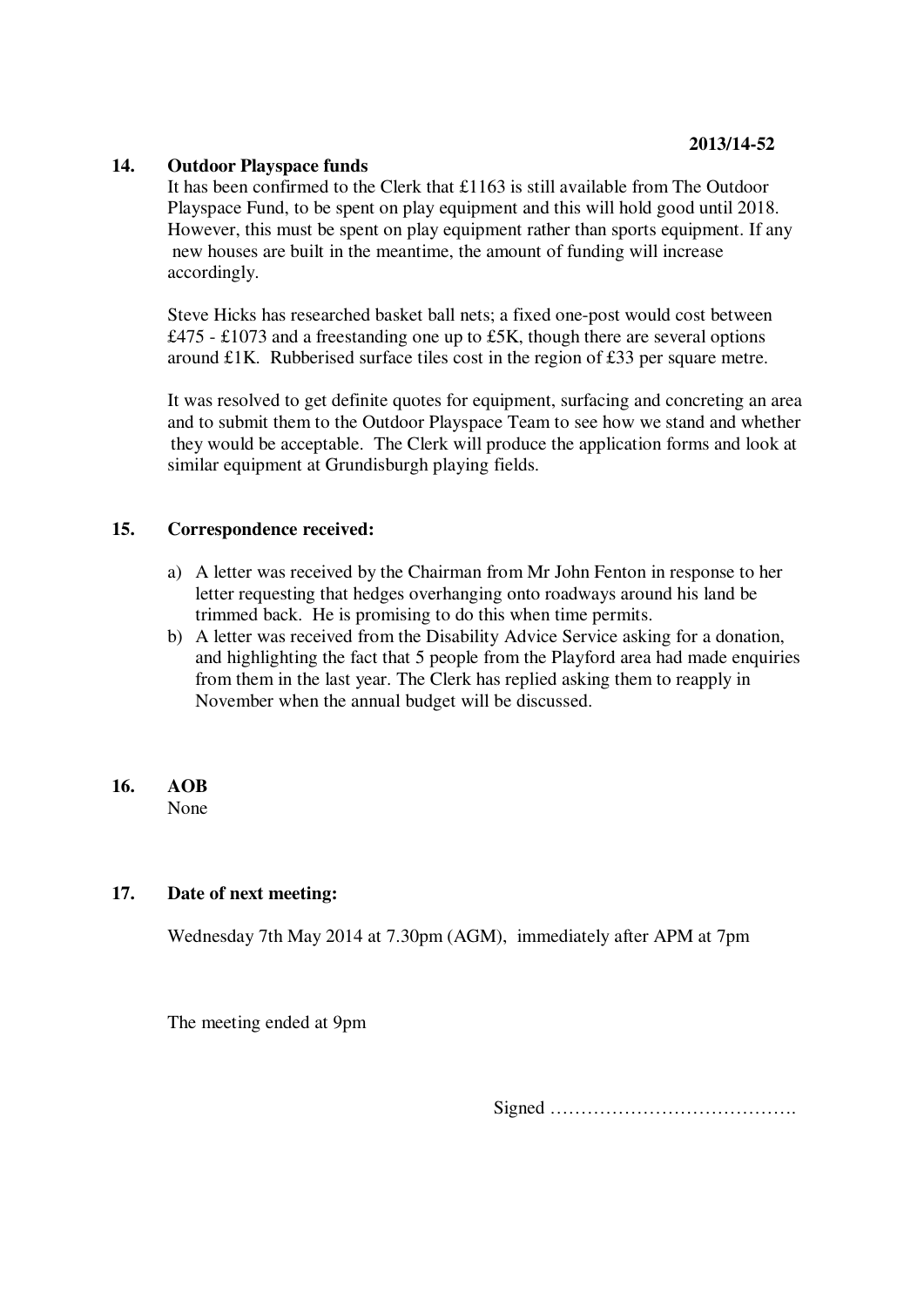2013/14-52

## 14. Outdoor Playspace funds

It has been confirmed to the Clerk that £1163 is still available from The Outdoor Playspace Fund, to be spent on play equipment and this will hold good until 2018. However, this must be spent on play equipment rather than sports equipment. If any new houses are built in the meantime, the amount of funding will increase accordingly.

Steve Hicks has researched basket ball nets; a fixed one-post would cost between £475 - £1073 and a freestanding one up to £5K, though there are several options around £1K. Rubberised surface tiles cost in the region of £33 per square metre.

It was resolved to get definite quotes for equipment, surfacing and concreting an area and to submit them to the Outdoor Playspace Team to see how we stand and whether they would be acceptable. The Clerk will produce the application forms and look at similar equipment at Grundisburgh playing fields.

## 15. Correspondence received:

a) A letter was received by the Chairman from Mr John Fenton in response to her letter requesting that hedges overhanging onto roadways around his land be trimmed back. He is promising to do this when time permits.

b) A letter was received from the Disability Advice Service asking for a donation, and highlighting the fact that 5 people from the Playford area had made enquiries from them in the last year. The Clerk has replied asking them to reapply in November when the annual budget will be discussed.

## 16. AOB

None

## 17. Date of next meeting:

Wednesday 7th May 2014 at 7.30pm (AGM), immediately after APM at 7pm

The meeting ended at 9pm

Signed ………………………………….